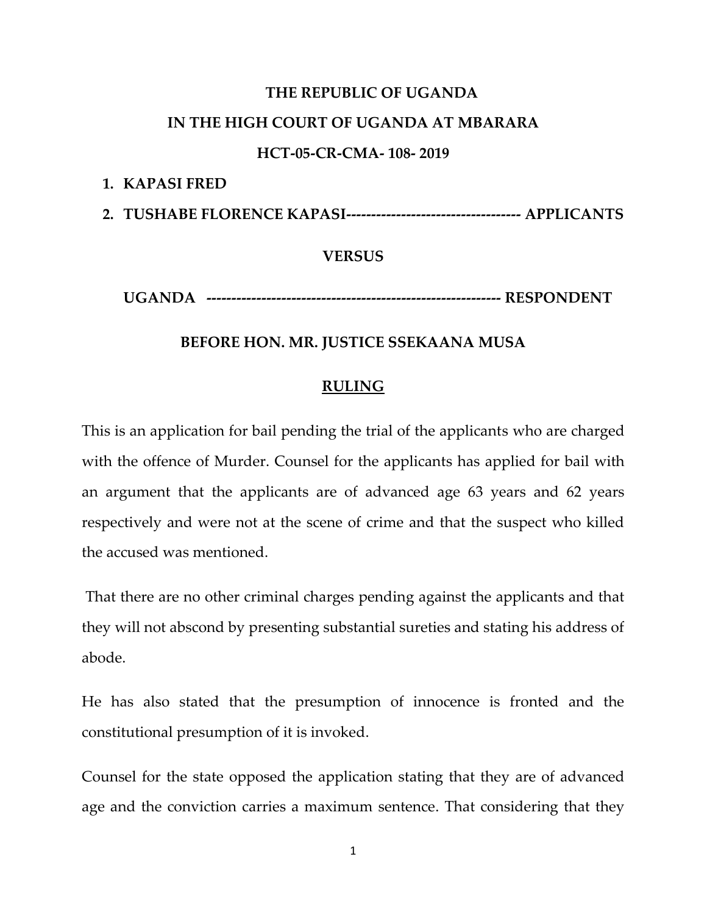**THE REPUBLIC OF UGANDA**

**IN THE HIGH COURT OF UGANDA AT MBARARA**

**HCT-05-CR-CMA- 108- 2019**

1. **KAPASI FRED**
2. **TUSHABE FLORENCE KAPASI---------------------------------- APPLICANTS**

**VERSUS**

**UGANDA --------------------------------------------------------- RESPONDENT**

**BEFORE HON. MR. JUSTICE SSEKAANA MUSA**

**RULING**

This is an application for bail pending the trial of the applicants who are charged with the offence of Murder. Counsel for the applicants has applied for bail with an argument that the applicants are of advanced age 63 years and 62 years respectively and were not at the scene of crime and that the suspect who killed the accused was mentioned.

That there are no other criminal charges pending against the applicants and that they will not abscond by presenting substantial sureties and stating his address of abode.

He has also stated that the presumption of innocence is fronted and the constitutional presumption of it is invoked.

Counsel for the state opposed the application stating that they are of advanced age and the conviction carries a maximum sentence. That considering that they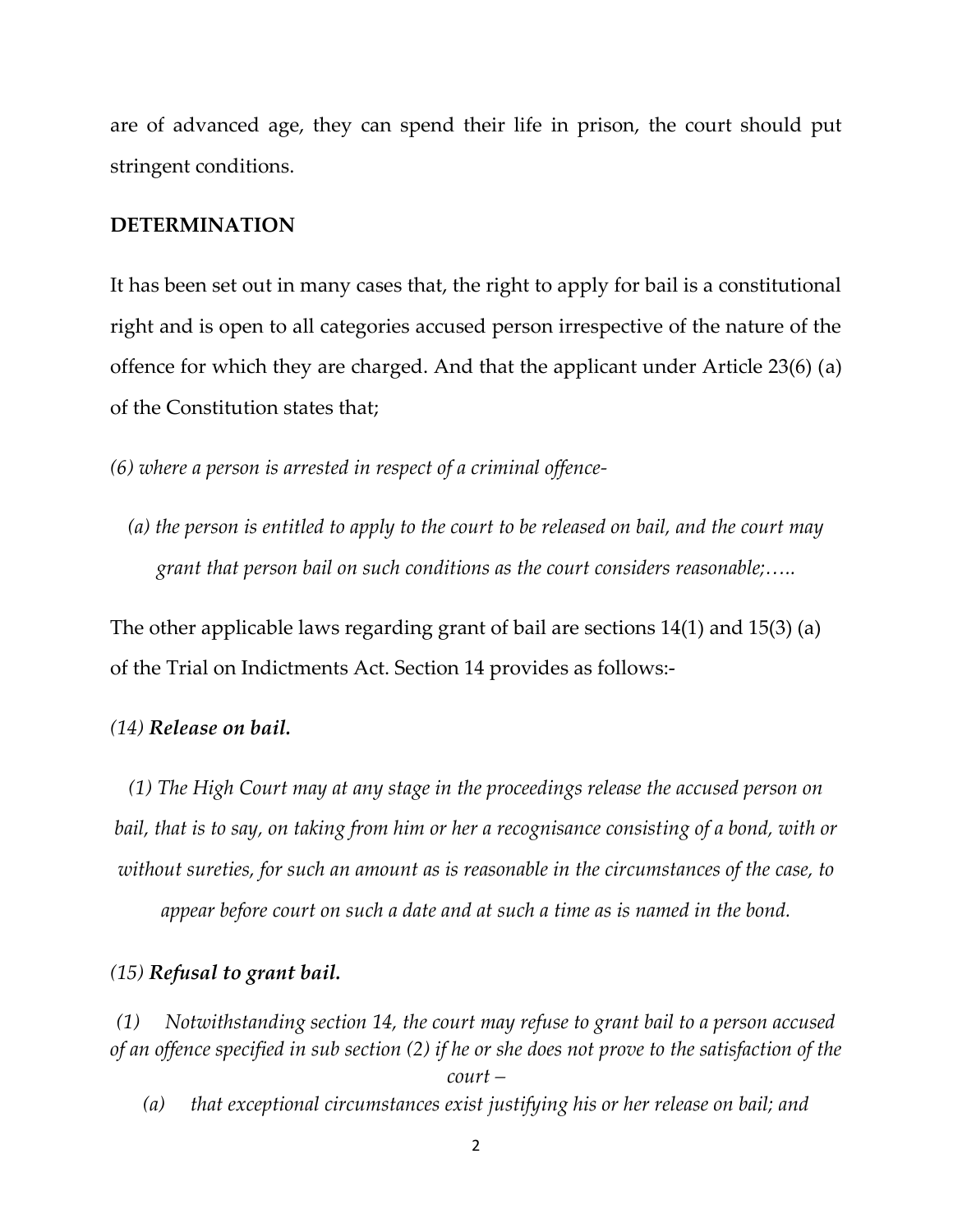are of advanced age, they can spend their life in prison, the court should put stringent conditions.

**DETERMINATION**

It has been set out in many cases that, the right to apply for bail is a constitutional right and is open to all categories accused person irrespective of the nature of the offence for which they are charged. And that the applicant under Article 23(6) (a) of the Constitution states that;

*(6) where a person is arrested in respect of a criminal offence-*

*(a) the person is entitled to apply to the court to be released on bail, and the court may grant that person bail on such conditions as the court considers reasonable;…..*

The other applicable laws regarding grant of bail are sections 14(1) and 15(3) (a) of the Trial on Indictments Act. Section 14 provides as follows:-

*(14)* ***Release on bail.***

*(1) The High Court may at any stage in the proceedings release the accused person on bail, that is to say, on taking from him or her a recognisance consisting of a bond, with or without sureties, for such an amount as is reasonable in the circumstances of the case, to appear before court on such a date and at such a time as is named in the bond.*

*(15)* ***Refusal to grant bail.***

*(1) Notwithstanding section 14, the court may refuse to grant bail to a person accused of an offence specified in sub section (2) if he or she does not prove to the satisfaction of the court –*

*(a) that exceptional circumstances exist justifying his or her release on bail; and*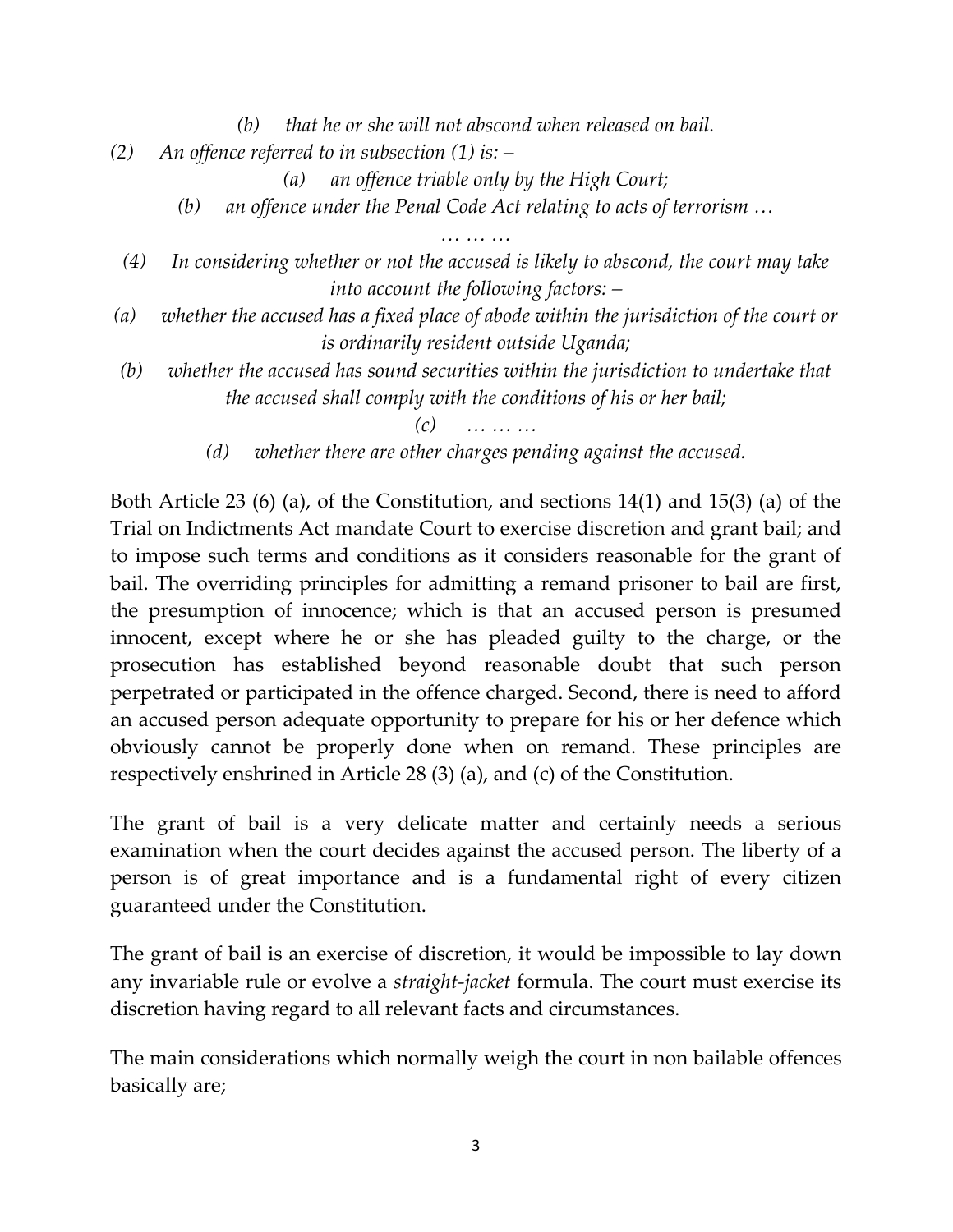*(b) that he or she will not abscond when released on bail.*

*(2) An offence referred to in subsection (1) is: –*

*(a) an offence triable only by the High Court;*

*(b) an offence under the Penal Code Act relating to acts of terrorism …*

*… … …*

*(4) In considering whether or not the accused is likely to abscond, the court may take into account the following factors: –*

*(a) whether the accused has a fixed place of abode within the jurisdiction of the court or is ordinarily resident outside Uganda;*

*(b) whether the accused has sound securities within the jurisdiction to undertake that the accused shall comply with the conditions of his or her bail;*

*(c) … … …*

*(d) whether there are other charges pending against the accused.*

Both Article 23 (6) (a), of the Constitution, and sections 14(1) and 15(3) (a) of the Trial on Indictments Act mandate Court to exercise discretion and grant bail; and to impose such terms and conditions as it considers reasonable for the grant of bail. The overriding principles for admitting a remand prisoner to bail are first, the presumption of innocence; which is that an accused person is presumed innocent, except where he or she has pleaded guilty to the charge, or the prosecution has established beyond reasonable doubt that such person perpetrated or participated in the offence charged. Second, there is need to afford an accused person adequate opportunity to prepare for his or her defence which obviously cannot be properly done when on remand. These principles are respectively enshrined in Article 28 (3) (a), and (c) of the Constitution.

The grant of bail is a very delicate matter and certainly needs a serious examination when the court decides against the accused person. The liberty of a person is of great importance and is a fundamental right of every citizen guaranteed under the Constitution.

The grant of bail is an exercise of discretion, it would be impossible to lay down any invariable rule or evolve a *straight-jacket* formula. The court must exercise its discretion having regard to all relevant facts and circumstances.

The main considerations which normally weigh the court in non bailable offences basically are;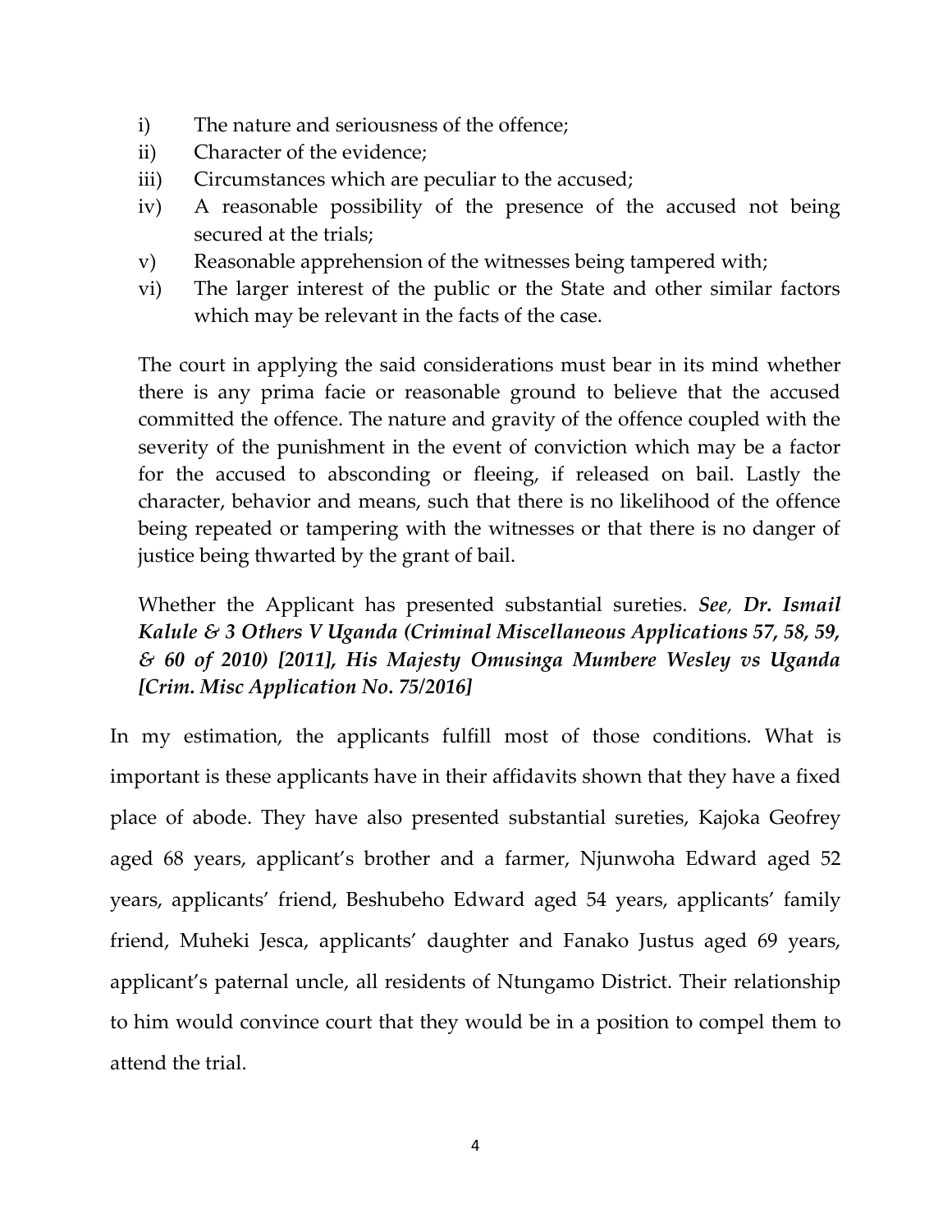- i) The nature and seriousness of the offence;
- ii) Character of the evidence;
- iii) Circumstances which are peculiar to the accused;
- iv) A reasonable possibility of the presence of the accused not being secured at the trials;
- v) Reasonable apprehension of the witnesses being tampered with;
- vi) The larger interest of the public or the State and other similar factors which may be relevant in the facts of the case.

The court in applying the said considerations must bear in its mind whether there is any prima facie or reasonable ground to believe that the accused committed the offence. The nature and gravity of the offence coupled with the severity of the punishment in the event of conviction which may be a factor for the accused to absconding or fleeing, if released on bail. Lastly the character, behavior and means, such that there is no likelihood of the offence being repeated or tampering with the witnesses or that there is no danger of justice being thwarted by the grant of bail.

Whether the Applicant has presented substantial sureties. ***See, Dr. Ismail Kalule & 3 Others V Uganda (Criminal Miscellaneous Applications 57, 58, 59, & 60 of 2010) [2011], His Majesty Omusinga Mumbere Wesley vs Uganda [Crim. Misc Application No. 75/2016]***

In my estimation, the applicants fulfill most of those conditions. What is important is these applicants have in their affidavits shown that they have a fixed place of abode. They have also presented substantial sureties, Kajoka Geofrey aged 68 years, applicant's brother and a farmer, Njunwoha Edward aged 52 years, applicants' friend, Beshubeho Edward aged 54 years, applicants' family friend, Muheki Jesca, applicants' daughter and Fanako Justus aged 69 years, applicant's paternal uncle, all residents of Ntungamo District. Their relationship to him would convince court that they would be in a position to compel them to attend the trial.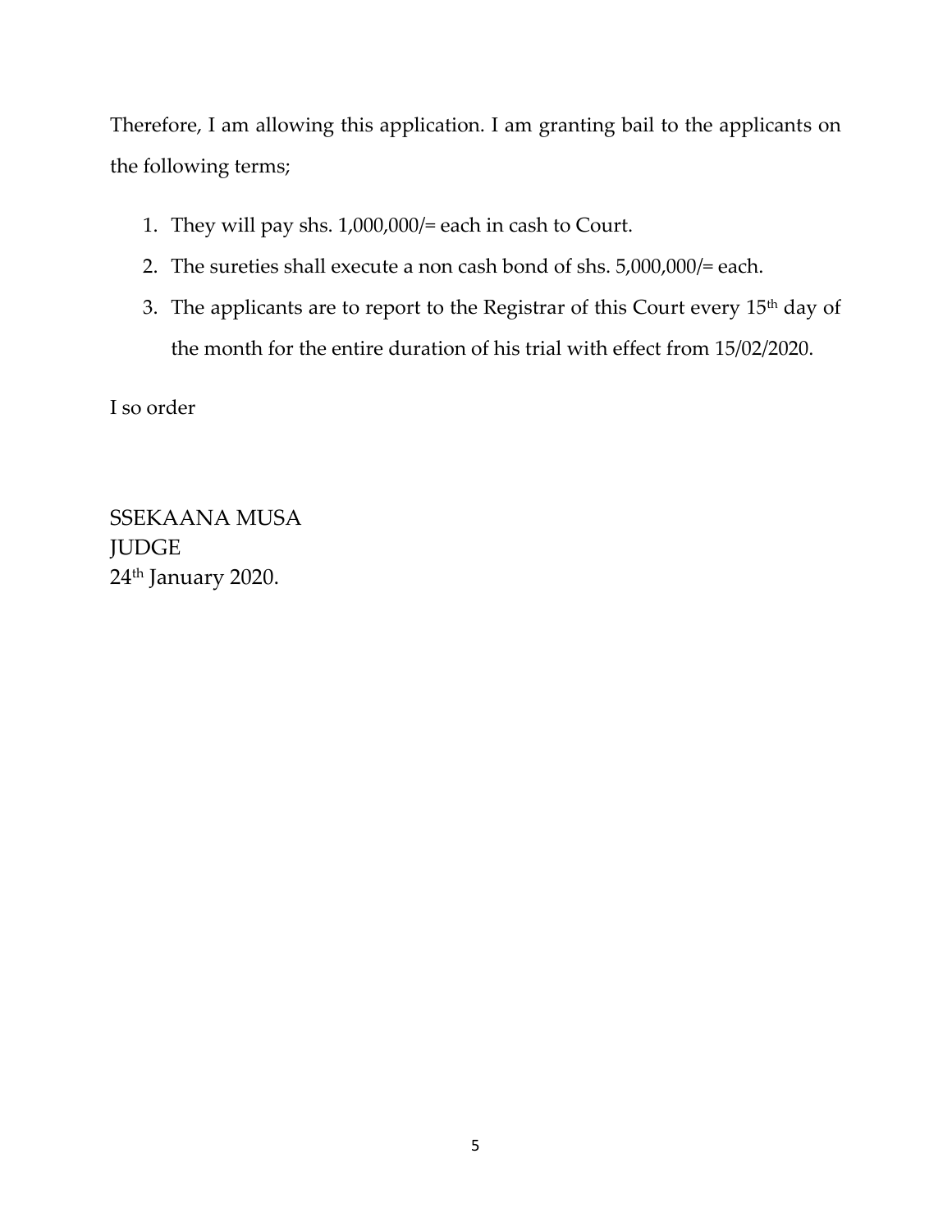Therefore, I am allowing this application. I am granting bail to the applicants on the following terms;

1. They will pay shs. 1,000,000/= each in cash to Court.
2. The sureties shall execute a non cash bond of shs. 5,000,000/= each.
3. The applicants are to report to the Registrar of this Court every 15th day of the month for the entire duration of his trial with effect from 15/02/2020.

I so order

SSEKAANA MUSA
JUDGE
24th January 2020.